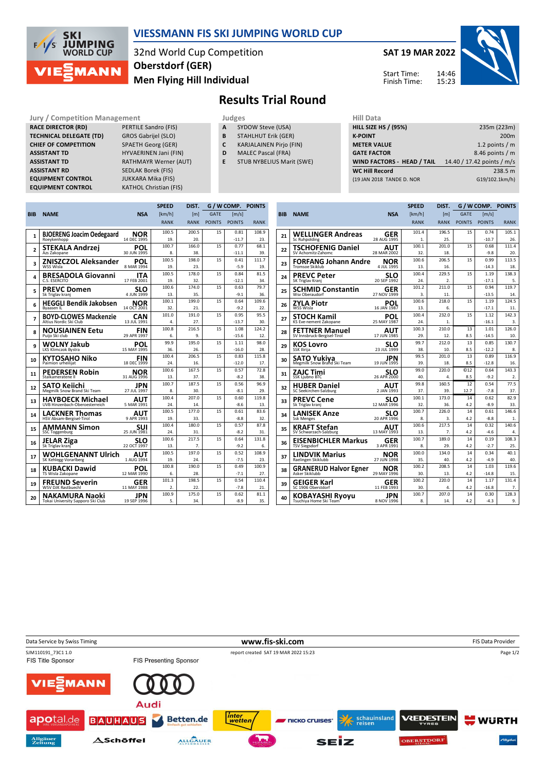# VIESSMANN FIS SKI JUMPING WORLD CUP

32nd World Cup Competition
Oberstdorf (GER)
Men Flying Hill Individual

**SAT 19 MAR 2022**

Start Time: 14:46
Finish Time: 15:23

## Results Trial Round

### Jury / Competition Management

| | |
|---|---|
| RACE DIRECTOR (RD) | PERTILE Sandro (FIS) |
| TECHNICAL DELEGATE (TD) | GROS Gabrijel (SLO) |
| CHIEF OF COMPETITION | SPAETH Georg (GER) |
| ASSISTANT TD | HYVAERINEN Jani (FIN) |
| ASSISTANT TD | RATHMAYR Werner (AUT) |
| ASSISTANT RD | SEDLAK Borek (FIS) |
| EQUIPMENT CONTROL | JUKKARA Mika (FIS) |
| EQUIPMENT CONTROL | KATHOL Christian (FIS) |

### Judges

| | |
|---|---|
| A | SYDOW Steve (USA) |
| B | STAHLHUT Erik (GER) |
| C | KARJALAINEN Pirjo (FIN) |
| D | MALEC Pascal (FRA) |
| E | STUB NYBELIUS Marit (SWE) |

### Hill Data

| | |
|---|---|
| HILL SIZE HS / (95%) | 235m (223m) |
| K-POINT | 200m |
| METER VALUE | 1.2 points / m |
| GATE FACTOR | 8.46 points / m |
| WIND FACTORS - HEAD / TAIL | 14.40 / 17.42 points / m/s |
| WC Hill Record | 238.5 m |
| (19 JAN 2018 TANDE D. NOR | G19/102.1km/h) |

| BIB | NAME | NSA | SPEED [km/h] | SPEED RANK | DIST. [m] | DIST. RANK | GATE | GATE POINTS | WIND [m/s] | WIND POINTS | POINTS | RANK |
|---|---|---|---|---|---|---|---|---|---|---|---|---|
| 1 | BJOERENG Joacim Oedegaard<br>Roeykenhopp | NOR<br>14 DEC 1995 | 100.5 | 19. | 200.5 | 20. | 15 | | 0.81 | -11.7 | 108.9 | 23. |
| 2 | STEKALA Andrzej<br>Azs Zakopane | POL<br>30 JUN 1995 | 100.7 | 8. | 166.0 | 38. | 15 | | 0.77 | -11.1 | 68.1 | 39. |
| 3 | ZNISZCZOL Aleksander<br>WSS Wisla | POL<br>8 MAR 1994 | 100.5 | 19. | 198.0 | 23. | 15 | | 0.41 | -5.9 | 111.7 | 19. |
| 4 | BRESADOLA Giovanni<br>C.S. ESERCITO | ITA<br>17 FEB 2001 | 100.5 | 19. | 178.0 | 32. | 15 | | 0.84 | -12.1 | 81.5 | 34. |
| 5 | PREVC Domen<br>Sk Triglav kranj | SLO<br>4 JUN 1999 | 100.6 | 13. | 174.0 | 35. | 15 | | 0.63 | -9.1 | 79.7 | 36. |
| 6 | HEGGLI Bendik Jakobsen<br>Byaasen IL | NOR<br>14 OCT 2001 | 100.1 | 32. | 199.0 | 21. | 15 | | 0.64 | -9.2 | 109.6 | 22. |
| 7 | BOYD-CLOWES Mackenzie<br>Altius Nordic Ski Club | CAN<br>13 JUL 1991 | 101.0 | 4. | 191.0 | 27. | 15 | | 0.95 | -13.7 | 95.5 | 30. |
| 8 | NOUSIAINEN Eetu<br>Puijo Ski club | FIN<br>29 APR 1997 | 100.8 | 6. | 216.5 | 9. | 15 | | 1.08 | -15.6 | 124.2 | 12. |
| 9 | WOLNY Jakub<br>LKS Klimczok Bystra | POL<br>15 MAY 1995 | 99.9 | 36. | 195.0 | 26. | 15 | | 1.11 | -16.0 | 98.0 | 28. |
| 10 | KYTOSAHO Niko<br>Paimion urheilijat | FIN<br>18 DEC 1999 | 100.4 | 24. | 206.5 | 16. | 15 | | 0.83 | -12.0 | 115.8 | 17. |
| 11 | PEDERSEN Robin<br>Stalkameratene Il | NOR<br>31 AUG 1996 | 100.6 | 13. | 167.5 | 37. | 15 | | 0.57 | -8.2 | 72.8 | 38. |
| 12 | SATO Keiichi<br>Megmilk Snow Brand Ski Team | JPN<br>27 JUL 1997 | 100.7 | 8. | 187.5 | 30. | 15 | | 0.56 | -8.1 | 96.9 | 29. |
| 13 | HAYBOECK Michael<br>UVB Hinzenbach-Oberoesterreich | AUT<br>5 MAR 1991 | 100.4 | 24. | 207.0 | 14. | 15 | | 0.60 | -8.6 | 119.8 | 13. |
| 14 | LACKNER Thomas<br>HSV Absam-Bergisel-Tirol | AUT<br>9 APR 1993 | 100.5 | 19. | 177.0 | 33. | 15 | | 0.61 | -8.8 | 83.6 | 32. |
| 15 | AMMANN Simon<br>SSC Toggenburg | SUI<br>25 JUN 1981 | 100.4 | 24. | 180.0 | 31. | 15 | | 0.57 | -8.2 | 87.8 | 31. |
| 16 | JELAR Ziga<br>Sk Triglav kranj | SLO<br>22 OCT 1997 | 100.6 | 13. | 217.5 | 7. | 15 | | 0.64 | -9.2 | 131.8 | 6. |
| 17 | WOHLGENANNT Ulrich<br>SK Kehlegg-Vorarlberg | AUT<br>1 AUG 1994 | 100.5 | 19. | 197.0 | 24. | 15 | | 0.52 | -7.5 | 108.9 | 23. |
| 18 | KUBACKI Dawid<br>TS Wisla Zakopane | POL<br>12 MAR 1990 | 100.8 | 6. | 190.0 | 28. | 15 | | 0.49 | -7.1 | 100.9 | 27. |
| 19 | FREUND Severin<br>WSV DJK Rastbuechl | GER<br>11 MAY 1988 | 101.3 | 2. | 198.5 | 22. | 15 | | 0.54 | -7.8 | 110.4 | 21. |
| 20 | NAKAMURA Naoki<br>Tokai University Sapporo Ski Club | JPN<br>19 SEP 1996 | 100.9 | 5. | 175.0 | 34. | 15 | | 0.62 | -8.9 | 81.1 | 35. |
| 21 | WELLINGER Andreas<br>Sc Ruhpolding | GER<br>28 AUG 1995 | 101.4 | 1. | 196.5 | 25. | 15 | | 0.74 | -10.7 | 105.1 | 26. |
| 22 | TSCHOFENIG Daniel<br>SV Achomitz-Zahomc | AUT<br>28 MAR 2002 | 100.1 | 32. | 201.0 | 18. | 15 | | 0.68 | -9.8 | 111.4 | 20. |
| 23 | FORFANG Johann Andre<br>Tromsoe Skiklub | NOR<br>4 JUL 1995 | 100.6 | 13. | 206.5 | 16. | 15 | | 0.99 | -14.3 | 113.5 | 18. |
| 24 | PREVC Peter<br>SK Triglav Kranj | SLO<br>20 SEP 1992 | 100.4 | 24. | 229.5 | 2. | 15 | | 1.19 | -17.1 | 138.3 | 5. |
| 25 | SCHMID Constantin<br>Wsv Oberaudorf | GER<br>27 NOV 1999 | 101.2 | 3. | 211.0 | 11. | 15 | | 0.94 | -13.5 | 119.7 | 14. |
| 26 | ZYLA Piotr<br>WSS Wisla | POL<br>16 JAN 1987 | 100.6 | 13. | 218.0 | 6. | 15 | | 1.19 | -17.1 | 124.5 | 11. |
| 27 | STOCH Kamil<br>KS Eve-nement Zakopane | POL<br>25 MAY 1987 | 100.4 | 24. | 232.0 | 1. | 15 | | 1.12 | -16.1 | 142.3 | 3. |
| 28 | FETTNER Manuel<br>SV Innsbruck-Bergisel-Tirol | AUT<br>17 JUN 1985 | 100.3 | 29. | 210.0 | 12. | 13 | 8.5 | 1.01 | -14.5 | 126.0 | 10. |
| 29 | KOS Lovro<br>SSK Ilirija | SLO<br>23 JUL 1999 | 99.7 | 38. | 212.0 | 10. | 13 | 8.5 | 0.85 | -12.2 | 130.7 | 8. |
| 30 | SATO Yukiya<br>Megmilk Snow Brand Ski Team | JPN<br>19 JUN 1995 | 99.5 | 39. | 201.0 | 18. | 13 | 8.5 | 0.89 | -12.8 | 116.9 | 16. |
| 31 | ZAJC Timi<br>SSK Ljubno BTC | SLO<br>26 APR 2000 | 99.0 | 40. | 220.0 | 4. | ©12 | 8.5 | 0.64 | -9.2 | 143.3 | 2. |
| 32 | HUBER Daniel<br>SC Seekirchen-Salzburg | AUT<br>2 JAN 1993 | 99.8 | 37. | 160.5 | 39. | 12 | 12.7 | 0.54 | -7.8 | 77.5 | 37. |
| 33 | PREVC Cene<br>Sk Triglav kranj | SLO<br>12 MAR 1996 | 100.1 | 32. | 173.0 | 36. | 14 | 4.2 | 0.62 | -8.9 | 82.9 | 33. |
| 34 | LANISEK Anze<br>Ssk Menges | SLO<br>20 APR 1996 | 100.7 | 8. | 226.0 | 3. | 14 | 4.2 | 0.61 | -8.8 | 146.6 | 1. |
| 35 | KRAFT Stefan<br>SV Schwarzach-Salzburg | AUT<br>13 MAY 1993 | 100.6 | 13. | 217.5 | 7. | 14 | 4.2 | 0.32 | -4.6 | 140.6 | 4. |
| 36 | EISENBICHLER Markus<br>TSV Siegsdorf | GER<br>3 APR 1991 | 100.7 | 8. | 189.0 | 29. | 14 | 4.2 | 0.19 | -2.7 | 108.3 | 25. |
| 37 | LINDVIK Marius<br>Raelingen Skiklubb | NOR<br>27 JUN 1998 | 100.0 | 35. | 134.0 | 40. | 14 | 4.2 | 0.34 | -4.9 | 40.1 | 40. |
| 38 | GRANERUD Halvor Egner<br>Asker Skiklubb | NOR<br>29 MAY 1996 | 100.2 | 30. | 208.5 | 13. | 14 | 4.2 | 1.03 | -14.8 | 119.6 | 15. |
| 39 | GEIGER Karl<br>SC 1906 Oberstdorf | GER<br>11 FEB 1993 | 100.2 | 30. | 220.0 | 4. | 14 | 4.2 | 1.17 | -16.8 | 131.4 | 7. |
| 40 | KOBAYASHI Ryoyu<br>Tsuchiya Home Ski Team | JPN<br>8 NOV 1996 | 100.7 | 8. | 207.0 | 14. | 14 | 4.2 | 0.30 | -4.3 | 128.3 | 9. |

Data Service by Swiss Timing — www.fis-ski.com — FIS Data Provider

SJM110191_73C1 1.0 — report created SAT 19 MAR 2022 15:23

FIS Title Sponsor: VIESSMANN — FIS Presenting Sponsor: Audi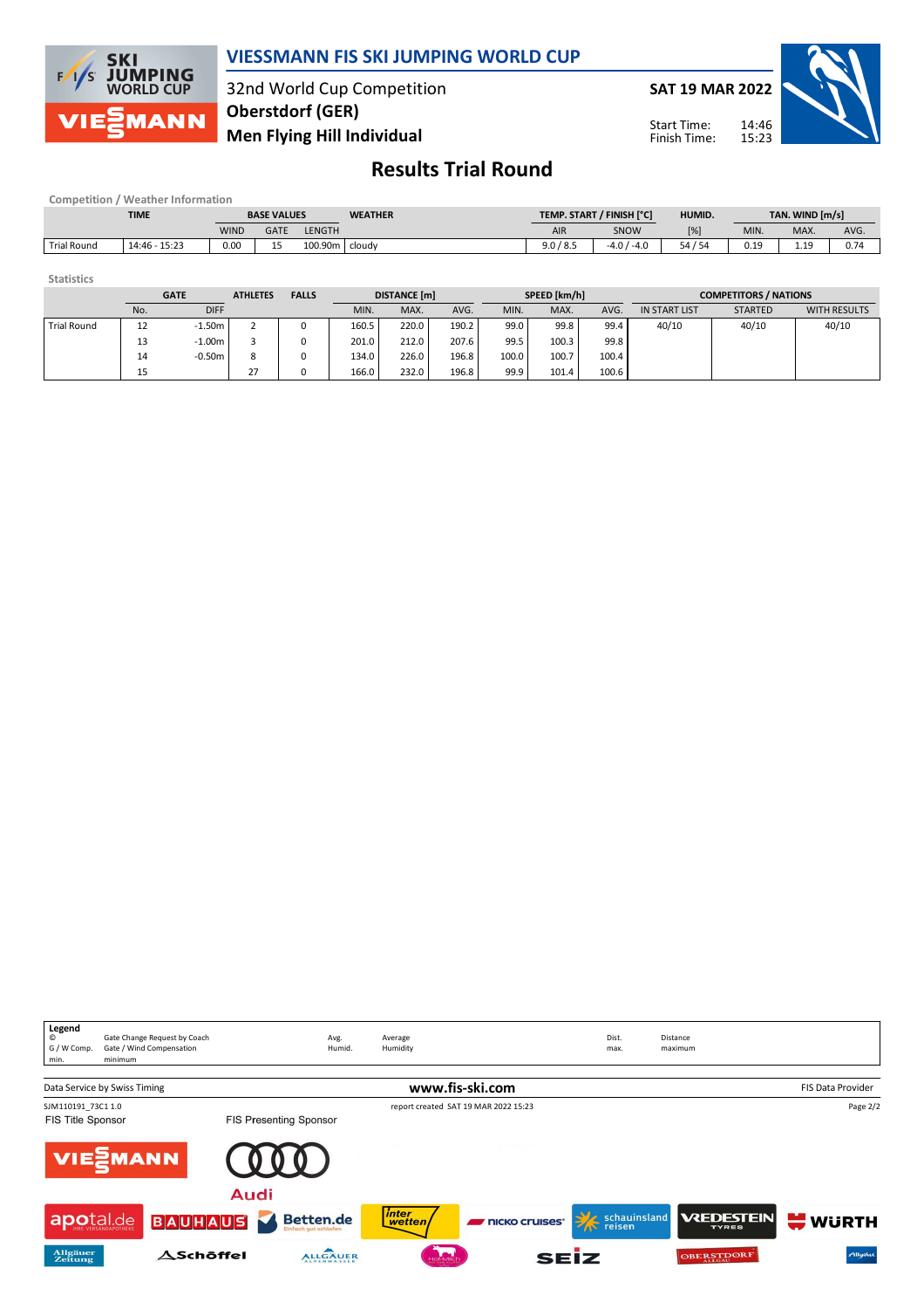# VIESSMANN FIS SKI JUMPING WORLD CUP

32nd World Cup Competition
Oberstdorf (GER)
**Men Flying Hill Individual**

**SAT 19 MAR 2022**

Start Time: 14:46
Finish Time: 15:23

## Results Trial Round

Competition / Weather Information

| | TIME | BASE VALUES | | | WEATHER | TEMP. START / FINISH [°C] | | HUMID. | TAN. WIND [m/s] | | |
|---|---|---|---|---|---|---|---|---|---|---|---|
| | | WIND | GATE | LENGTH | | AIR | SNOW | [%] | MIN. | MAX. | AVG. |
| Trial Round | 14:46 - 15:23 | 0.00 | 15 | 100.90m | cloudy | 9.0 / 8.5 | -4.0 / -4.0 | 54 / 54 | 0.19 | 1.19 | 0.74 |

Statistics

| | GATE | | ATHLETES | FALLS | DISTANCE [m] | | | SPEED [km/h] | | | COMPETITORS / NATIONS | | |
|---|---|---|---|---|---|---|---|---|---|---|---|---|---|
| | No. | DIFF | | | MIN. | MAX. | AVG. | MIN. | MAX. | AVG. | IN START LIST | STARTED | WITH RESULTS |
| Trial Round | 12 | -1.50m | 2 | 0 | 160.5 | 220.0 | 190.2 | 99.0 | 99.8 | 99.4 | 40/10 | 40/10 | 40/10 |
| | 13 | -1.00m | 3 | 0 | 201.0 | 212.0 | 207.6 | 99.5 | 100.3 | 99.8 | | | |
| | 14 | -0.50m | 8 | 0 | 134.0 | 226.0 | 196.8 | 100.0 | 100.7 | 100.4 | | | |
| | 15 | | 27 | 0 | 166.0 | 232.0 | 196.8 | 99.9 | 101.4 | 100.6 | | | |

**Legend**

| | | | | | |
|---|---|---|---|---|---|
| © | Gate Change Request by Coach | Avg. | Average | Dist. | Distance |
| G / W Comp. | Gate / Wind Compensation | Humid. | Humidity | max. | maximum |
| min. | minimum | | | | |

Data Service by Swiss Timing — www.fis-ski.com — FIS Data Provider

SJM110191_73C1 1.0 — report created SAT 19 MAR 2022 15:23

FIS Title Sponsor — FIS Presenting Sponsor